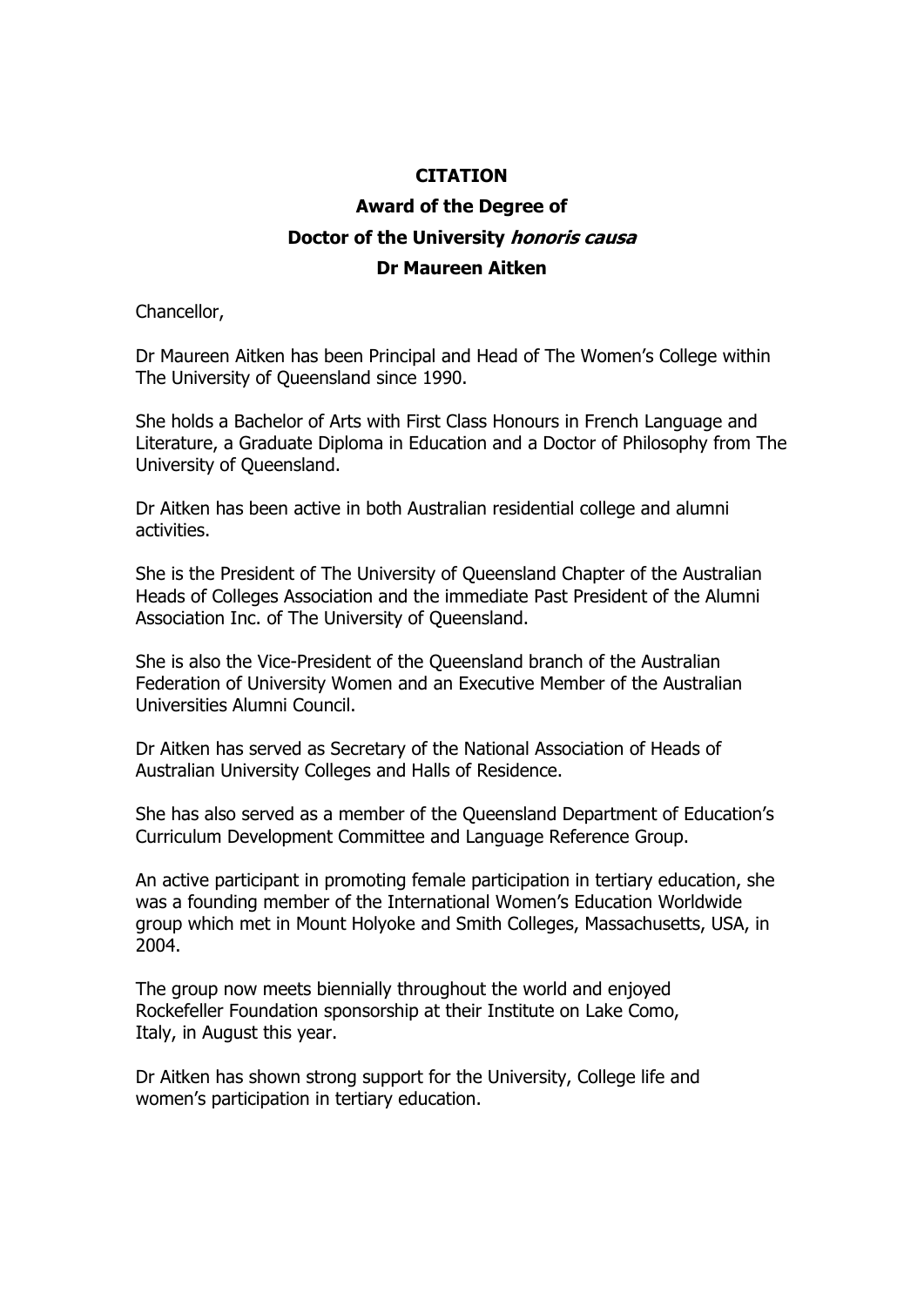**CITATION**

**Award of the Degree of**

**Doctor of the University *honoris causa***

**Dr Maureen Aitken**

Chancellor,

Dr Maureen Aitken has been Principal and Head of The Women's College within The University of Queensland since 1990.

She holds a Bachelor of Arts with First Class Honours in French Language and Literature, a Graduate Diploma in Education and a Doctor of Philosophy from The University of Queensland.

Dr Aitken has been active in both Australian residential college and alumni activities.

She is the President of The University of Queensland Chapter of the Australian Heads of Colleges Association and the immediate Past President of the Alumni Association Inc. of The University of Queensland.

She is also the Vice-President of the Queensland branch of the Australian Federation of University Women and an Executive Member of the Australian Universities Alumni Council.

Dr Aitken has served as Secretary of the National Association of Heads of Australian University Colleges and Halls of Residence.

She has also served as a member of the Queensland Department of Education's Curriculum Development Committee and Language Reference Group.

An active participant in promoting female participation in tertiary education, she was a founding member of the International Women's Education Worldwide group which met in Mount Holyoke and Smith Colleges, Massachusetts, USA, in 2004.

The group now meets biennially throughout the world and enjoyed Rockefeller Foundation sponsorship at their Institute on Lake Como, Italy, in August this year.

Dr Aitken has shown strong support for the University, College life and women's participation in tertiary education.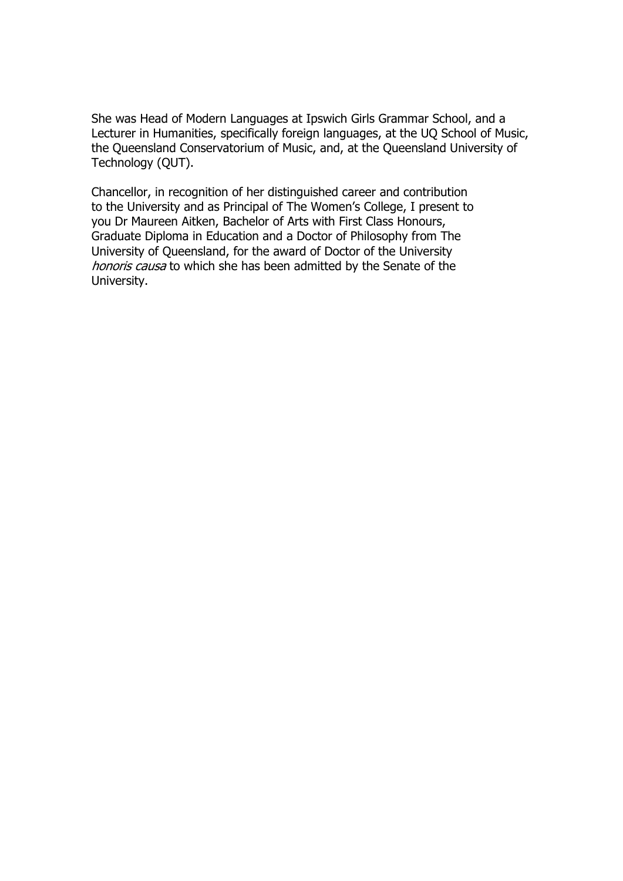She was Head of Modern Languages at Ipswich Girls Grammar School, and a Lecturer in Humanities, specifically foreign languages, at the UQ School of Music, the Queensland Conservatorium of Music, and, at the Queensland University of Technology (QUT).

Chancellor, in recognition of her distinguished career and contribution to the University and as Principal of The Women's College, I present to you Dr Maureen Aitken, Bachelor of Arts with First Class Honours, Graduate Diploma in Education and a Doctor of Philosophy from The University of Queensland, for the award of Doctor of the University *honoris causa* to which she has been admitted by the Senate of the University.